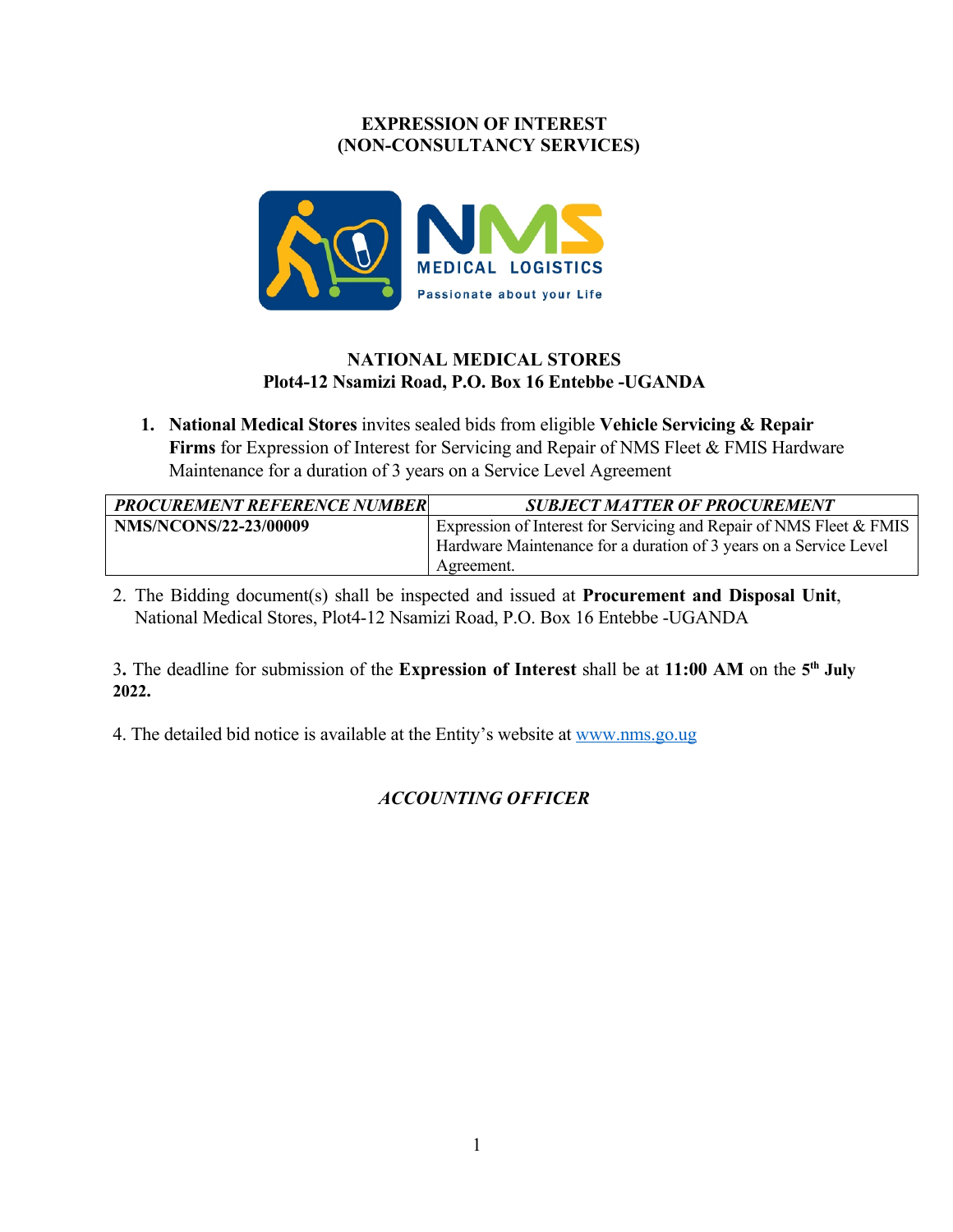# EXPRESSION OF INTEREST
# (NON-CONSULTANCY SERVICES)

## NATIONAL MEDICAL STORES
**Plot4-12 Nsamizi Road, P.O. Box 16 Entebbe -UGANDA**

1. **National Medical Stores** invites sealed bids from eligible **Vehicle Servicing & Repair Firms** for Expression of Interest for Servicing and Repair of NMS Fleet & FMIS Hardware Maintenance for a duration of 3 years on a Service Level Agreement

| ***PROCUREMENT REFERENCE NUMBER*** | ***SUBJECT MATTER OF PROCUREMENT*** |
|---|---|
| **NMS/NCONS/22-23/00009** | Expression of Interest for Servicing and Repair of NMS Fleet & FMIS Hardware Maintenance for a duration of 3 years on a Service Level Agreement. |

2. The Bidding document(s) shall be inspected and issued at **Procurement and Disposal Unit**, National Medical Stores, Plot4-12 Nsamizi Road, P.O. Box 16 Entebbe -UGANDA

3**.** The deadline for submission of the **Expression of Interest** shall be at **11:00 AM** on the **5th July 2022.**

4. The detailed bid notice is available at the Entity's website at www.nms.go.ug

***ACCOUNTING OFFICER***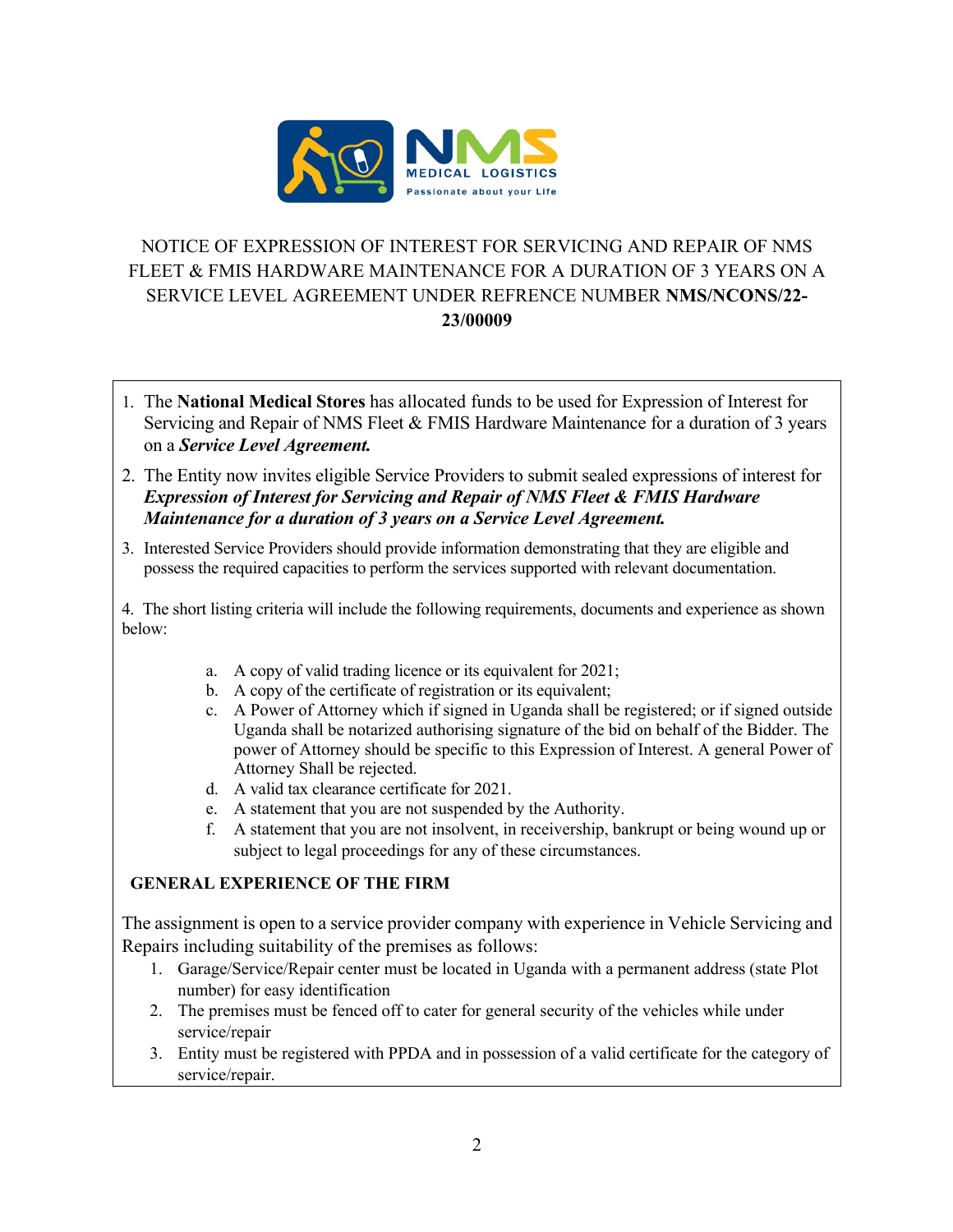NMS MEDICAL LOGISTICS

Passionate about your Life

## NOTICE OF EXPRESSION OF INTEREST FOR SERVICING AND REPAIR OF NMS FLEET & FMIS HARDWARE MAINTENANCE FOR A DURATION OF 3 YEARS ON A SERVICE LEVEL AGREEMENT UNDER REFRENCE NUMBER **NMS/NCONS/22-23/00009**

1. The **National Medical Stores** has allocated funds to be used for Expression of Interest for Servicing and Repair of NMS Fleet & FMIS Hardware Maintenance for a duration of 3 years on a ***Service Level Agreement.***
2. The Entity now invites eligible Service Providers to submit sealed expressions of interest for ***Expression of Interest for Servicing and Repair of NMS Fleet & FMIS Hardware Maintenance for a duration of 3 years on a Service Level Agreement.***
3. Interested Service Providers should provide information demonstrating that they are eligible and possess the required capacities to perform the services supported with relevant documentation.

4. The short listing criteria will include the following requirements, documents and experience as shown below:

   a. A copy of valid trading licence or its equivalent for 2021;
   b. A copy of the certificate of registration or its equivalent;
   c. A Power of Attorney which if signed in Uganda shall be registered; or if signed outside Uganda shall be notarized authorising signature of the bid on behalf of the Bidder. The power of Attorney should be specific to this Expression of Interest. A general Power of Attorney Shall be rejected.
   d. A valid tax clearance certificate for 2021.
   e. A statement that you are not suspended by the Authority.
   f. A statement that you are not insolvent, in receivership, bankrupt or being wound up or subject to legal proceedings for any of these circumstances.

**GENERAL EXPERIENCE OF THE FIRM**

The assignment is open to a service provider company with experience in Vehicle Servicing and Repairs including suitability of the premises as follows:

1. Garage/Service/Repair center must be located in Uganda with a permanent address (state Plot number) for easy identification
2. The premises must be fenced off to cater for general security of the vehicles while under service/repair
3. Entity must be registered with PPDA and in possession of a valid certificate for the category of service/repair.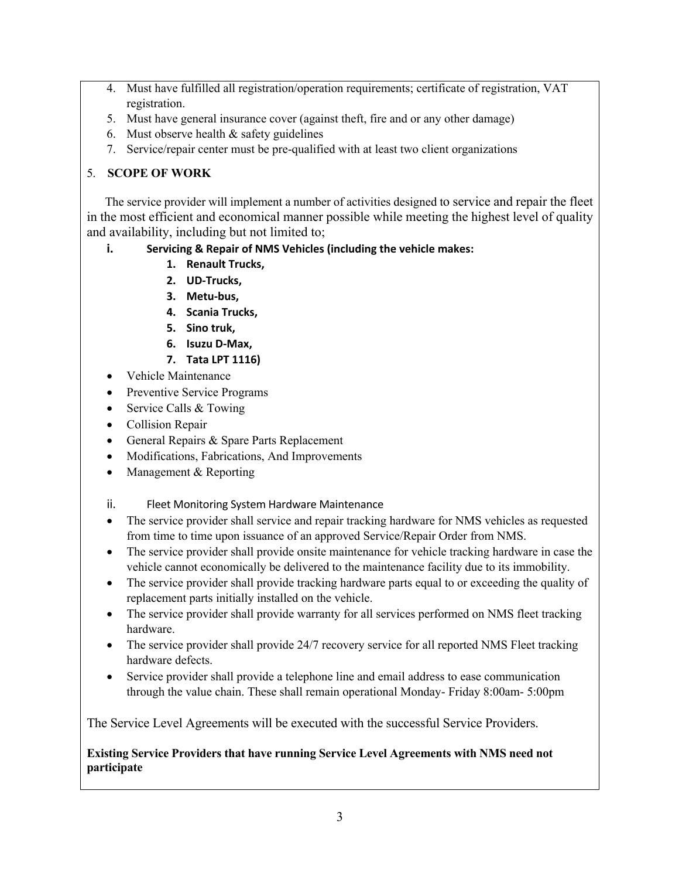4. Must have fulfilled all registration/operation requirements; certificate of registration, VAT registration.
5. Must have general insurance cover (against theft, fire and or any other damage)
6. Must observe health & safety guidelines
7. Service/repair center must be pre-qualified with at least two client organizations

## 5. SCOPE OF WORK

The service provider will implement a number of activities designed to service and repair the fleet in the most efficient and economical manner possible while meeting the highest level of quality and availability, including but not limited to;

**i. Servicing & Repair of NMS Vehicles (including the vehicle makes:**

1. **Renault Trucks,**
2. **UD-Trucks,**
3. **Metu-bus,**
4. **Scania Trucks,**
5. **Sino truk,**
6. **Isuzu D-Max,**
7. **Tata LPT 1116)**

- Vehicle Maintenance
- Preventive Service Programs
- Service Calls & Towing
- Collision Repair
- General Repairs & Spare Parts Replacement
- Modifications, Fabrications, And Improvements
- Management & Reporting

ii. Fleet Monitoring System Hardware Maintenance

- The service provider shall service and repair tracking hardware for NMS vehicles as requested from time to time upon issuance of an approved Service/Repair Order from NMS.
- The service provider shall provide onsite maintenance for vehicle tracking hardware in case the vehicle cannot economically be delivered to the maintenance facility due to its immobility.
- The service provider shall provide tracking hardware parts equal to or exceeding the quality of replacement parts initially installed on the vehicle.
- The service provider shall provide warranty for all services performed on NMS fleet tracking hardware.
- The service provider shall provide 24/7 recovery service for all reported NMS Fleet tracking hardware defects.
- Service provider shall provide a telephone line and email address to ease communication through the value chain. These shall remain operational Monday- Friday 8:00am- 5:00pm

The Service Level Agreements will be executed with the successful Service Providers.

**Existing Service Providers that have running Service Level Agreements with NMS need not participate**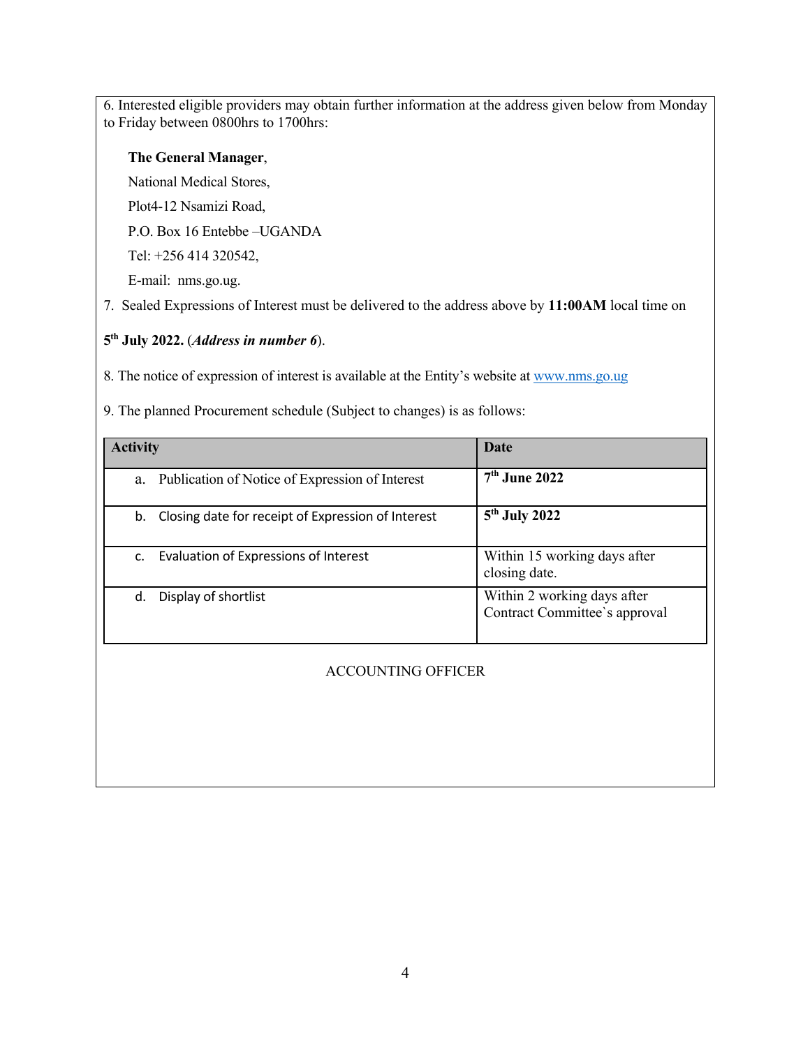6. Interested eligible providers may obtain further information at the address given below from Monday to Friday between 0800hrs to 1700hrs:

**The General Manager**,

National Medical Stores,

Plot4-12 Nsamizi Road,

P.O. Box 16 Entebbe –UGANDA

Tel: +256 414 320542,

E-mail: nms.go.ug.

7. Sealed Expressions of Interest must be delivered to the address above by **11:00AM** local time on **5th July 2022.** (***Address in number 6***).

8. The notice of expression of interest is available at the Entity's website at www.nms.go.ug

9. The planned Procurement schedule (Subject to changes) is as follows:

| Activity | Date |
|---|---|
| a. Publication of Notice of Expression of Interest | **7th June 2022** |
| b. Closing date for receipt of Expression of Interest | **5th July 2022** |
| c. Evaluation of Expressions of Interest | Within 15 working days after closing date. |
| d. Display of shortlist | Within 2 working days after Contract Committee`s approval |

ACCOUNTING OFFICER